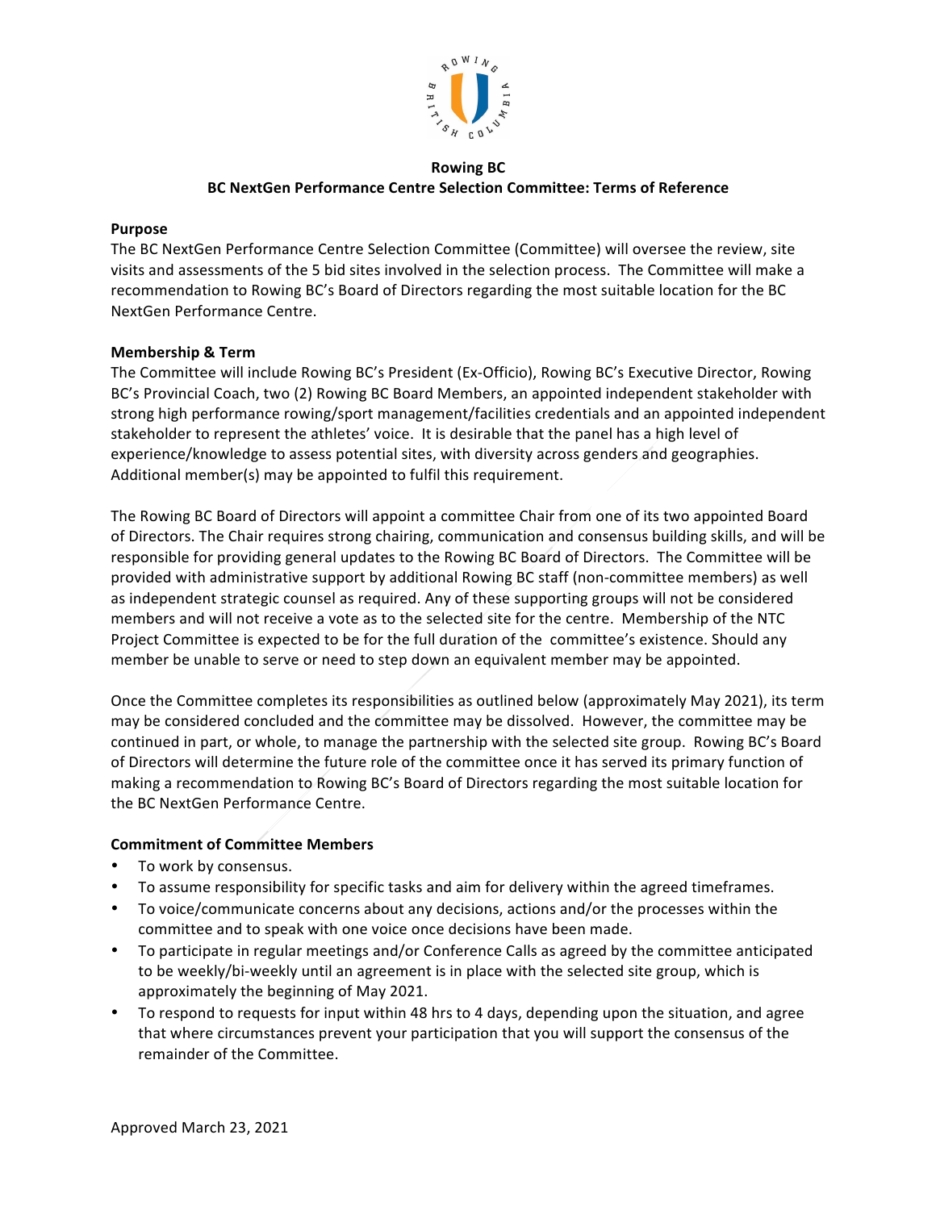**Rowing BC**

**BC NextGen Performance Centre Selection Committee: Terms of Reference**

**Purpose**

The BC NextGen Performance Centre Selection Committee (Committee) will oversee the review, site visits and assessments of the 5 bid sites involved in the selection process. The Committee will make a recommendation to Rowing BC's Board of Directors regarding the most suitable location for the BC NextGen Performance Centre.

**Membership & Term**

The Committee will include Rowing BC's President (Ex-Officio), Rowing BC's Executive Director, Rowing BC's Provincial Coach, two (2) Rowing BC Board Members, an appointed independent stakeholder with strong high performance rowing/sport management/facilities credentials and an appointed independent stakeholder to represent the athletes' voice. It is desirable that the panel has a high level of experience/knowledge to assess potential sites, with diversity across genders and geographies. Additional member(s) may be appointed to fulfil this requirement.

The Rowing BC Board of Directors will appoint a committee Chair from one of its two appointed Board of Directors. The Chair requires strong chairing, communication and consensus building skills, and will be responsible for providing general updates to the Rowing BC Board of Directors. The Committee will be provided with administrative support by additional Rowing BC staff (non-committee members) as well as independent strategic counsel as required. Any of these supporting groups will not be considered members and will not receive a vote as to the selected site for the centre. Membership of the NTC Project Committee is expected to be for the full duration of the committee's existence. Should any member be unable to serve or need to step down an equivalent member may be appointed.

Once the Committee completes its responsibilities as outlined below (approximately May 2021), its term may be considered concluded and the committee may be dissolved. However, the committee may be continued in part, or whole, to manage the partnership with the selected site group. Rowing BC's Board of Directors will determine the future role of the committee once it has served its primary function of making a recommendation to Rowing BC's Board of Directors regarding the most suitable location for the BC NextGen Performance Centre.

**Commitment of Committee Members**

- To work by consensus.
- To assume responsibility for specific tasks and aim for delivery within the agreed timeframes.
- To voice/communicate concerns about any decisions, actions and/or the processes within the committee and to speak with one voice once decisions have been made.
- To participate in regular meetings and/or Conference Calls as agreed by the committee anticipated to be weekly/bi-weekly until an agreement is in place with the selected site group, which is approximately the beginning of May 2021.
- To respond to requests for input within 48 hrs to 4 days, depending upon the situation, and agree that where circumstances prevent your participation that you will support the consensus of the remainder of the Committee.

Approved March 23, 2021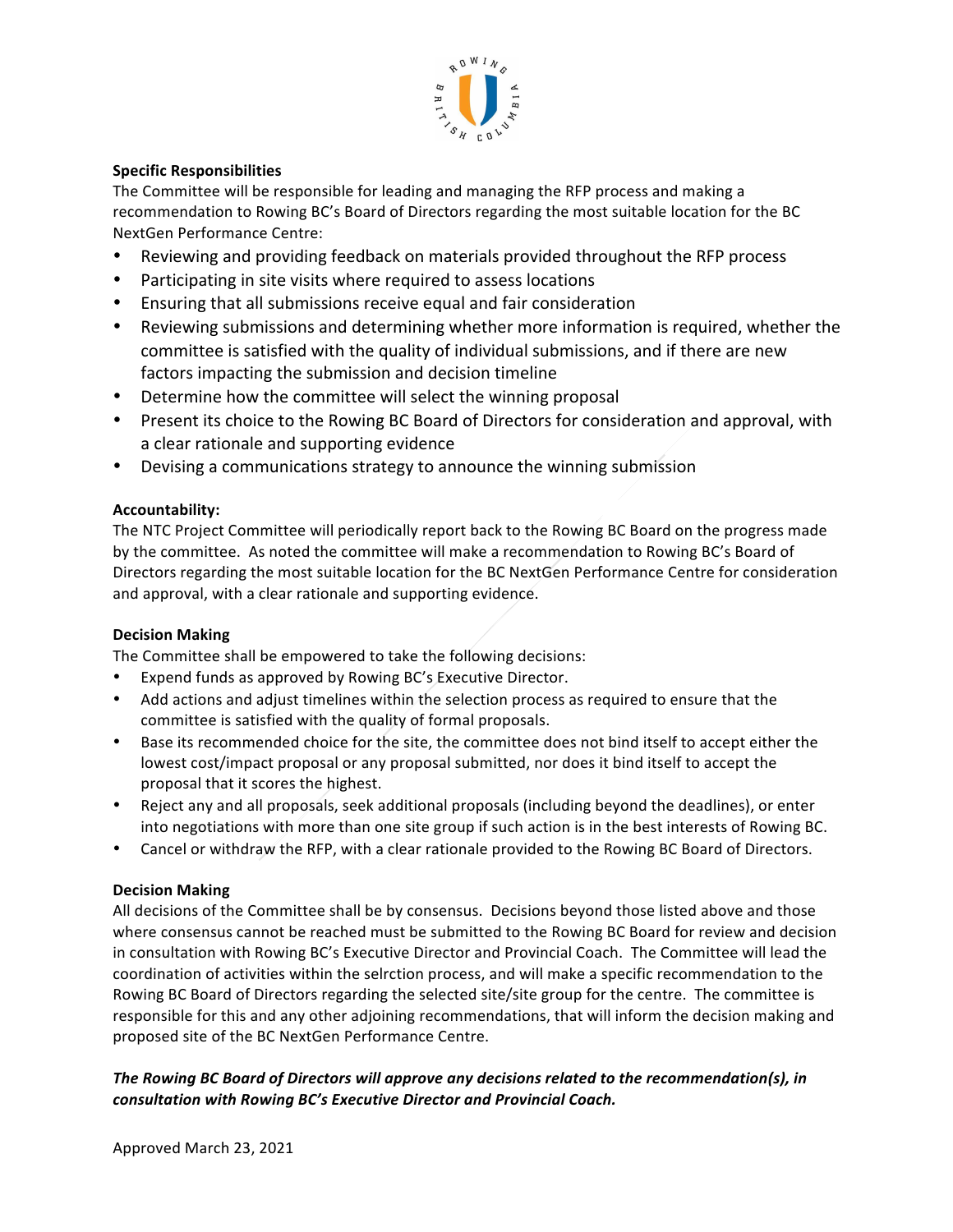**Specific Responsibilities**

The Committee will be responsible for leading and managing the RFP process and making a recommendation to Rowing BC's Board of Directors regarding the most suitable location for the BC NextGen Performance Centre:

- Reviewing and providing feedback on materials provided throughout the RFP process
- Participating in site visits where required to assess locations
- Ensuring that all submissions receive equal and fair consideration
- Reviewing submissions and determining whether more information is required, whether the committee is satisfied with the quality of individual submissions, and if there are new factors impacting the submission and decision timeline
- Determine how the committee will select the winning proposal
- Present its choice to the Rowing BC Board of Directors for consideration and approval, with a clear rationale and supporting evidence
- Devising a communications strategy to announce the winning submission

**Accountability:**

The NTC Project Committee will periodically report back to the Rowing BC Board on the progress made by the committee. As noted the committee will make a recommendation to Rowing BC's Board of Directors regarding the most suitable location for the BC NextGen Performance Centre for consideration and approval, with a clear rationale and supporting evidence.

**Decision Making**

The Committee shall be empowered to take the following decisions:

- Expend funds as approved by Rowing BC's Executive Director.
- Add actions and adjust timelines within the selection process as required to ensure that the committee is satisfied with the quality of formal proposals.
- Base its recommended choice for the site, the committee does not bind itself to accept either the lowest cost/impact proposal or any proposal submitted, nor does it bind itself to accept the proposal that it scores the highest.
- Reject any and all proposals, seek additional proposals (including beyond the deadlines), or enter into negotiations with more than one site group if such action is in the best interests of Rowing BC.
- Cancel or withdraw the RFP, with a clear rationale provided to the Rowing BC Board of Directors.

**Decision Making**

All decisions of the Committee shall be by consensus. Decisions beyond those listed above and those where consensus cannot be reached must be submitted to the Rowing BC Board for review and decision in consultation with Rowing BC's Executive Director and Provincial Coach. The Committee will lead the coordination of activities within the selrction process, and will make a specific recommendation to the Rowing BC Board of Directors regarding the selected site/site group for the centre. The committee is responsible for this and any other adjoining recommendations, that will inform the decision making and proposed site of the BC NextGen Performance Centre.

***The Rowing BC Board of Directors will approve any decisions related to the recommendation(s), in consultation with Rowing BC's Executive Director and Provincial Coach.***

Approved March 23, 2021